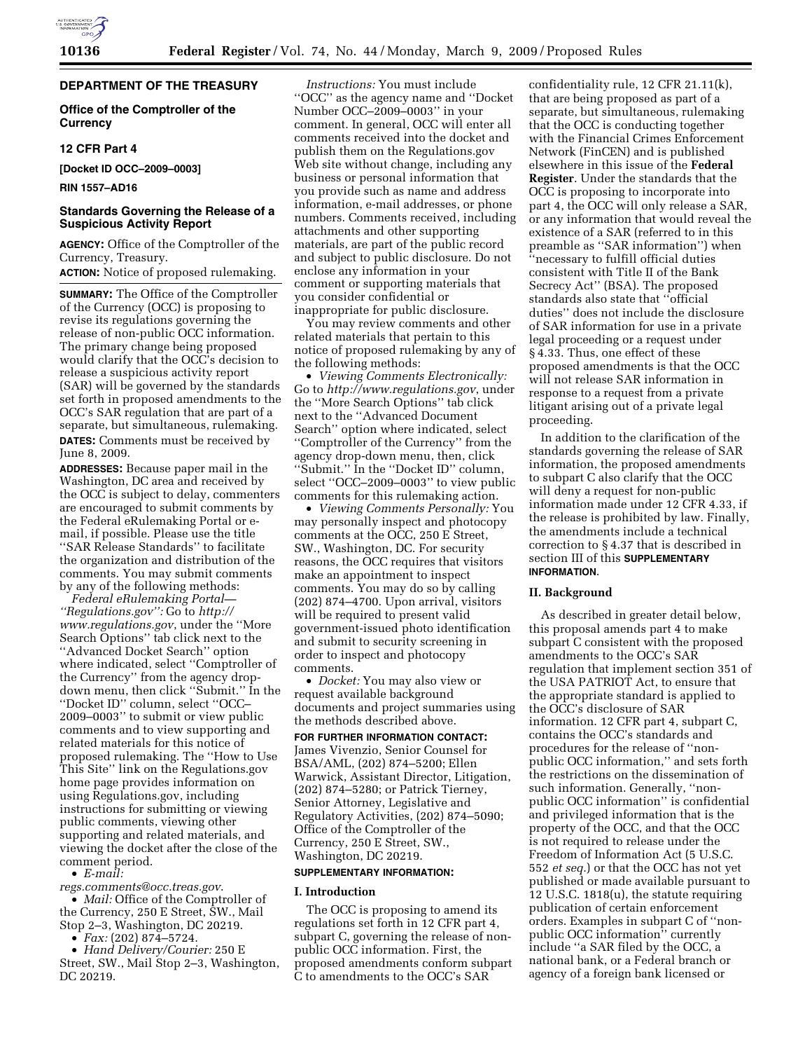## DEPARTMENT OF THE TREASURY

### Office of the Comptroller of the Currency

### 12 CFR Part 4

**[Docket ID OCC–2009–0003]**

**RIN 1557–AD16**

### Standards Governing the Release of a Suspicious Activity Report

**AGENCY:** Office of the Comptroller of the Currency, Treasury.

**ACTION:** Notice of proposed rulemaking.

**SUMMARY:** The Office of the Comptroller of the Currency (OCC) is proposing to revise its regulations governing the release of non-public OCC information. The primary change being proposed would clarify that the OCC's decision to release a suspicious activity report (SAR) will be governed by the standards set forth in proposed amendments to the OCC's SAR regulation that are part of a separate, but simultaneous, rulemaking.

**DATES:** Comments must be received by June 8, 2009.

**ADDRESSES:** Because paper mail in the Washington, DC area and received by the OCC is subject to delay, commenters are encouraged to submit comments by the Federal eRulemaking Portal or e-mail, if possible. Please use the title ''SAR Release Standards'' to facilitate the organization and distribution of the comments. You may submit comments by any of the following methods:

*Federal eRulemaking Portal—''Regulations.gov'':* Go to *http://www.regulations.gov*, under the ''More Search Options'' tab click next to the ''Advanced Docket Search'' option where indicated, select ''Comptroller of the Currency'' from the agency drop-down menu, then click ''Submit.'' In the ''Docket ID'' column, select ''OCC–2009–0003'' to submit or view public comments and to view supporting and related materials for this notice of proposed rulemaking. The ''How to Use This Site'' link on the Regulations.gov home page provides information on using Regulations.gov, including instructions for submitting or viewing public comments, viewing other supporting and related materials, and viewing the docket after the close of the comment period.

- *E-mail: regs.comments@occ.treas.gov*.
- *Mail:* Office of the Comptroller of the Currency, 250 E Street, SW., Mail Stop 2–3, Washington, DC 20219.
- *Fax:* (202) 874–5724.
- *Hand Delivery/Courier:* 250 E Street, SW., Mail Stop 2–3, Washington, DC 20219.

*Instructions:* You must include ''OCC'' as the agency name and ''Docket Number OCC–2009–0003'' in your comment. In general, OCC will enter all comments received into the docket and publish them on the Regulations.gov Web site without change, including any business or personal information that you provide such as name and address information, e-mail addresses, or phone numbers. Comments received, including attachments and other supporting materials, are part of the public record and subject to public disclosure. Do not enclose any information in your comment or supporting materials that you consider confidential or inappropriate for public disclosure.

You may review comments and other related materials that pertain to this notice of proposed rulemaking by any of the following methods:

- *Viewing Comments Electronically:* Go to *http://www.regulations.gov*, under the ''More Search Options'' tab click next to the ''Advanced Document Search'' option where indicated, select ''Comptroller of the Currency'' from the agency drop-down menu, then, click ''Submit.'' In the ''Docket ID'' column, select ''OCC–2009–0003'' to view public comments for this rulemaking action.
- *Viewing Comments Personally:* You may personally inspect and photocopy comments at the OCC, 250 E Street, SW., Washington, DC. For security reasons, the OCC requires that visitors make an appointment to inspect comments. You may do so by calling (202) 874–4700. Upon arrival, visitors will be required to present valid government-issued photo identification and submit to security screening in order to inspect and photocopy comments.
- *Docket:* You may also view or request available background documents and project summaries using the methods described above.

**FOR FURTHER INFORMATION CONTACT:** James Vivenzio, Senior Counsel for BSA/AML, (202) 874–5200; Ellen Warwick, Assistant Director, Litigation, (202) 874–5280; or Patrick Tierney, Senior Attorney, Legislative and Regulatory Activities, (202) 874–5090; Office of the Comptroller of the Currency, 250 E Street, SW., Washington, DC 20219.

**SUPPLEMENTARY INFORMATION:**

#### I. Introduction

The OCC is proposing to amend its regulations set forth in 12 CFR part 4, subpart C, governing the release of non-public OCC information. First, the proposed amendments conform subpart C to amendments to the OCC's SAR confidentiality rule, 12 CFR 21.11(k), that are being proposed as part of a separate, but simultaneous, rulemaking that the OCC is conducting together with the Financial Crimes Enforcement Network (FinCEN) and is published elsewhere in this issue of the **Federal Register**. Under the standards that the OCC is proposing to incorporate into part 4, the OCC will only release a SAR, or any information that would reveal the existence of a SAR (referred to in this preamble as ''SAR information'') when ''necessary to fulfill official duties consistent with Title II of the Bank Secrecy Act'' (BSA). The proposed standards also state that ''official duties'' does not include the disclosure of SAR information for use in a private legal proceeding or a request under § 4.33. Thus, one effect of these proposed amendments is that the OCC will not release SAR information in response to a request from a private litigant arising out of a private legal proceeding.

In addition to the clarification of the standards governing the release of SAR information, the proposed amendments to subpart C also clarify that the OCC will deny a request for non-public information made under 12 CFR 4.33, if the release is prohibited by law. Finally, the amendments include a technical correction to § 4.37 that is described in section III of this **SUPPLEMENTARY INFORMATION**.

#### II. Background

As described in greater detail below, this proposal amends part 4 to make subpart C consistent with the proposed amendments to the OCC's SAR regulation that implement section 351 of the USA PATRIOT Act, to ensure that the appropriate standard is applied to the OCC's disclosure of SAR information. 12 CFR part 4, subpart C, contains the OCC's standards and procedures for the release of ''non-public OCC information,'' and sets forth the restrictions on the dissemination of such information. Generally, ''non-public OCC information'' is confidential and privileged information that is the property of the OCC, and that the OCC is not required to release under the Freedom of Information Act (5 U.S.C. 552 *et seq.*) or that the OCC has not yet published or made available pursuant to 12 U.S.C. 1818(u), the statute requiring publication of certain enforcement orders. Examples in subpart C of ''non-public OCC information'' currently include ''a SAR filed by the OCC, a national bank, or a Federal branch or agency of a foreign bank licensed or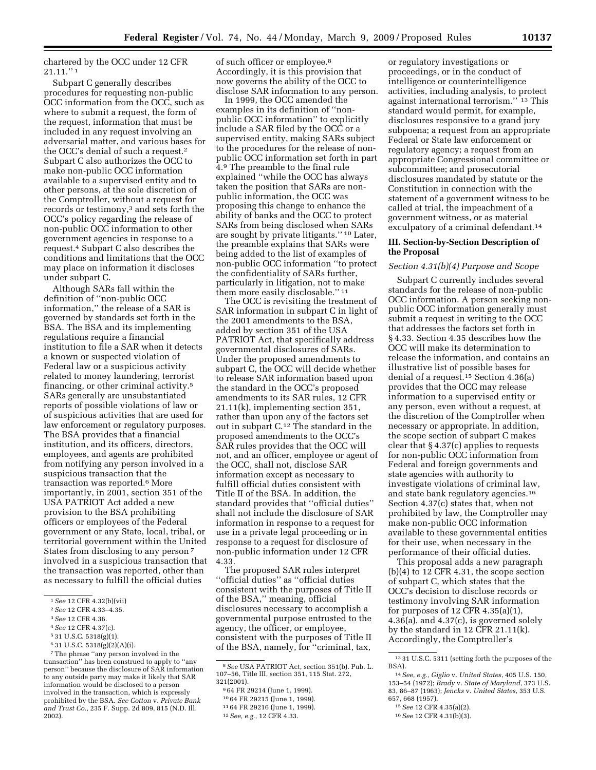chartered by the OCC under 12 CFR 21.11.''[1]

Subpart C generally describes procedures for requesting non-public OCC information from the OCC, such as where to submit a request, the form of the request, information that must be included in any request involving an adversarial matter, and various bases for the OCC's denial of such a request.[2] Subpart C also authorizes the OCC to make non-public OCC information available to a supervised entity and to other persons, at the sole discretion of the Comptroller, without a request for records or testimony,[3] and sets forth the OCC's policy regarding the release of non-public OCC information to other government agencies in response to a request.[4] Subpart C also describes the conditions and limitations that the OCC may place on information it discloses under subpart C.

Although SARs fall within the definition of ''non-public OCC information,'' the release of a SAR is governed by standards set forth in the BSA. The BSA and its implementing regulations require a financial institution to file a SAR when it detects a known or suspected violation of Federal law or a suspicious activity related to money laundering, terrorist financing, or other criminal activity.[5] SARs generally are unsubstantiated reports of possible violations of law or of suspicious activities that are used for law enforcement or regulatory purposes. The BSA provides that a financial institution, and its officers, directors, employees, and agents are prohibited from notifying any person involved in a suspicious transaction that the transaction was reported.[6] More importantly, in 2001, section 351 of the USA PATRIOT Act added a new provision to the BSA prohibiting officers or employees of the Federal government or any State, local, tribal, or territorial government within the United States from disclosing to any person[7] involved in a suspicious transaction that the transaction was reported, other than as necessary to fulfill the official duties of such officer or employee.[8] Accordingly, it is this provision that now governs the ability of the OCC to disclose SAR information to any person.

In 1999, the OCC amended the examples in its definition of ''non-public OCC information'' to explicitly include a SAR filed by the OCC or a supervised entity, making SARs subject to the procedures for the release of non-public OCC information set forth in part 4.[9] The preamble to the final rule explained ''while the OCC has always taken the position that SARs are non-public information, the OCC was proposing this change to enhance the ability of banks and the OCC to protect SARs from being disclosed when SARs are sought by private litigants.''[10] Later, the preamble explains that SARs were being added to the list of examples of non-public OCC information ''to protect the confidentiality of SARs further, particularly in litigation, not to make them more easily disclosable.''[11]

The OCC is revisiting the treatment of SAR information in subpart C in light of the 2001 amendments to the BSA, added by section 351 of the USA PATRIOT Act, that specifically address governmental disclosures of SARs. Under the proposed amendments to subpart C, the OCC will decide whether to release SAR information based upon the standard in the OCC's proposed amendments to its SAR rules, 12 CFR 21.11(k), implementing section 351, rather than upon any of the factors set out in subpart C.[12] The standard in the proposed amendments to the OCC's SAR rules provides that the OCC will not, and an officer, employee or agent of the OCC, shall not, disclose SAR information except as necessary to fulfill official duties consistent with Title II of the BSA. In addition, the standard provides that ''official duties'' shall not include the disclosure of SAR information in response to a request for use in a private legal proceeding or in response to a request for disclosure of non-public information under 12 CFR 4.33.

The proposed SAR rules interpret ''official duties'' as ''official duties consistent with the purposes of Title II of the BSA,'' meaning, official disclosures necessary to accomplish a governmental purpose entrusted to the agency, the officer, or employee, consistent with the purposes of Title II of the BSA, namely, for ''criminal, tax, or regulatory investigations or proceedings, or in the conduct of intelligence or counterintelligence activities, including analysis, to protect against international terrorism.''[13] This standard would permit, for example, disclosures responsive to a grand jury subpoena; a request from an appropriate Federal or State law enforcement or regulatory agency; a request from an appropriate Congressional committee or subcommittee; and prosecutorial disclosures mandated by statute or the Constitution in connection with the statement of a government witness to be called at trial, the impeachment of a government witness, or as material exculpatory of a criminal defendant.[14]

### III. Section-by-Section Description of the Proposal

*Section 4.31(b)(4) Purpose and Scope*

Subpart C currently includes several standards for the release of non-public OCC information. A person seeking non-public OCC information generally must submit a request in writing to the OCC that addresses the factors set forth in § 4.33. Section 4.35 describes how the OCC will make its determination to release the information, and contains an illustrative list of possible bases for denial of a request.[15] Section 4.36(a) provides that the OCC may release information to a supervised entity or any person, even without a request, at the discretion of the Comptroller when necessary or appropriate. In addition, the scope section of subpart C makes clear that § 4.37(c) applies to requests for non-public OCC information from Federal and foreign governments and state agencies with authority to investigate violations of criminal law, and state bank regulatory agencies.[16] Section 4.37(c) states that, when not prohibited by law, the Comptroller may make non-public OCC information available to these governmental entities for their use, when necessary in the performance of their official duties.

This proposal adds a new paragraph (b)(4) to 12 CFR 4.31, the scope section of subpart C, which states that the OCC's decision to disclose records or testimony involving SAR information for purposes of 12 CFR 4.35(a)(1), 4.36(a), and 4.37(c), is governed solely by the standard in 12 CFR 21.11(k). Accordingly, the Comptroller's

---

[1] *See* 12 CFR 4.32(b)(vii)

[2] *See* 12 CFR 4.33–4.35.

[3] *See* 12 CFR 4.36.

[4] *See* 12 CFR 4.37(c).

[5] 31 U.S.C. 5318(g)(1).

[6] 31 U.S.C. 5318(g)(2)(A)(i).

[7] The phrase ''any person involved in the transaction'' has been construed to apply to ''any person'' because the disclosure of SAR information to any outside party may make it likely that SAR information would be disclosed to a person involved in the transaction, which is expressly prohibited by the BSA. *See Cotton* v. *Private Bank and Trust Co.,* 235 F. Supp. 2d 809, 815 (N.D. Ill. 2002).

[8] *See* USA PATRIOT Act, section 351(b). Pub. L. 107–56, Title III, section 351, 115 Stat. 272, 321(2001).

[9] 64 FR 29214 (June 1, 1999).

[10] 64 FR 29215 (June 1, 1999).

[11] 64 FR 29216 (June 1, 1999).

[12] *See, e.g.,* 12 CFR 4.33.

[13] 31 U.S.C. 5311 (setting forth the purposes of the BSA).

[14] *See, e.g., Giglio* v. *United States*, 405 U.S. 150, 153–54 (1972); *Brady* v. *State of Maryland*, 373 U.S. 83, 86–87 (1963); *Jencks* v. *United States*, 353 U.S. 657, 668 (1957).

[15] *See* 12 CFR 4.35(a)(2).

[16] *See* 12 CFR 4.31(b)(3).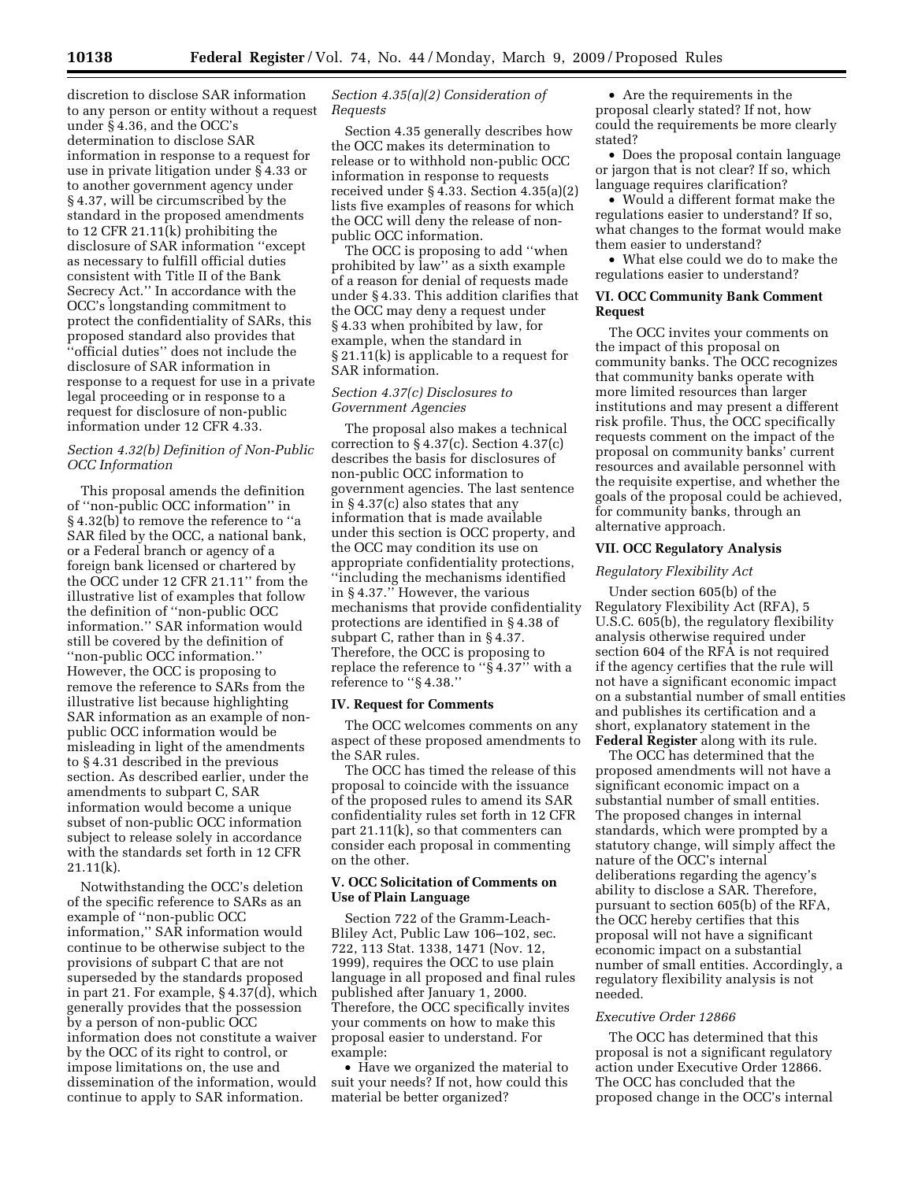discretion to disclose SAR information to any person or entity without a request under § 4.36, and the OCC's determination to disclose SAR information in response to a request for use in private litigation under § 4.33 or to another government agency under § 4.37, will be circumscribed by the standard in the proposed amendments to 12 CFR 21.11(k) prohibiting the disclosure of SAR information ''except as necessary to fulfill official duties consistent with Title II of the Bank Secrecy Act.'' In accordance with the OCC's longstanding commitment to protect the confidentiality of SARs, this proposed standard also provides that ''official duties'' does not include the disclosure of SAR information in response to a request for use in a private legal proceeding or in response to a request for disclosure of non-public information under 12 CFR 4.33.

*Section 4.32(b) Definition of Non-Public OCC Information*

This proposal amends the definition of ''non-public OCC information'' in § 4.32(b) to remove the reference to ''a SAR filed by the OCC, a national bank, or a Federal branch or agency of a foreign bank licensed or chartered by the OCC under 12 CFR 21.11'' from the illustrative list of examples that follow the definition of ''non-public OCC information.'' SAR information would still be covered by the definition of ''non-public OCC information.'' However, the OCC is proposing to remove the reference to SARs from the illustrative list because highlighting SAR information as an example of non-public OCC information would be misleading in light of the amendments to § 4.31 described in the previous section. As described earlier, under the amendments to subpart C, SAR information would become a unique subset of non-public OCC information subject to release solely in accordance with the standards set forth in 12 CFR 21.11(k).

Notwithstanding the OCC's deletion of the specific reference to SARs as an example of ''non-public OCC information,'' SAR information would continue to be otherwise subject to the provisions of subpart C that are not superseded by the standards proposed in part 21. For example, § 4.37(d), which generally provides that the possession by a person of non-public OCC information does not constitute a waiver by the OCC of its right to control, or impose limitations on, the use and dissemination of the information, would continue to apply to SAR information.

*Section 4.35(a)(2) Consideration of Requests*

Section 4.35 generally describes how the OCC makes its determination to release or to withhold non-public OCC information in response to requests received under § 4.33. Section 4.35(a)(2) lists five examples of reasons for which the OCC will deny the release of non-public OCC information.

The OCC is proposing to add ''when prohibited by law'' as a sixth example of a reason for denial of requests made under § 4.33. This addition clarifies that the OCC may deny a request under § 4.33 when prohibited by law, for example, when the standard in § 21.11(k) is applicable to a request for SAR information.

*Section 4.37(c) Disclosures to Government Agencies*

The proposal also makes a technical correction to § 4.37(c). Section 4.37(c) describes the basis for disclosures of non-public OCC information to government agencies. The last sentence in § 4.37(c) also states that any information that is made available under this section is OCC property, and the OCC may condition its use on appropriate confidentiality protections, ''including the mechanisms identified in § 4.37.'' However, the various mechanisms that provide confidentiality protections are identified in § 4.38 of subpart C, rather than in § 4.37. Therefore, the OCC is proposing to replace the reference to ''§ 4.37'' with a reference to ''§ 4.38.''

## IV. Request for Comments

The OCC welcomes comments on any aspect of these proposed amendments to the SAR rules.

The OCC has timed the release of this proposal to coincide with the issuance of the proposed rules to amend its SAR confidentiality rules set forth in 12 CFR part 21.11(k), so that commenters can consider each proposal in commenting on the other.

## V. OCC Solicitation of Comments on Use of Plain Language

Section 722 of the Gramm-Leach-Bliley Act, Public Law 106–102, sec. 722, 113 Stat. 1338, 1471 (Nov. 12, 1999), requires the OCC to use plain language in all proposed and final rules published after January 1, 2000. Therefore, the OCC specifically invites your comments on how to make this proposal easier to understand. For example:

- Have we organized the material to suit your needs? If not, how could this material be better organized?
- Are the requirements in the proposal clearly stated? If not, how could the requirements be more clearly stated?
- Does the proposal contain language or jargon that is not clear? If so, which language requires clarification?
- Would a different format make the regulations easier to understand? If so, what changes to the format would make them easier to understand?
- What else could we do to make the regulations easier to understand?

## VI. OCC Community Bank Comment Request

The OCC invites your comments on the impact of this proposal on community banks. The OCC recognizes that community banks operate with more limited resources than larger institutions and may present a different risk profile. Thus, the OCC specifically requests comment on the impact of the proposal on community banks' current resources and available personnel with the requisite expertise, and whether the goals of the proposal could be achieved, for community banks, through an alternative approach.

## VII. OCC Regulatory Analysis

*Regulatory Flexibility Act*

Under section 605(b) of the Regulatory Flexibility Act (RFA), 5 U.S.C. 605(b), the regulatory flexibility analysis otherwise required under section 604 of the RFA is not required if the agency certifies that the rule will not have a significant economic impact on a substantial number of small entities and publishes its certification and a short, explanatory statement in the **Federal Register** along with its rule.

The OCC has determined that the proposed amendments will not have a significant economic impact on a substantial number of small entities. The proposed changes in internal standards, which were prompted by a statutory change, will simply affect the nature of the OCC's internal deliberations regarding the agency's ability to disclose a SAR. Therefore, pursuant to section 605(b) of the RFA, the OCC hereby certifies that this proposal will not have a significant economic impact on a substantial number of small entities. Accordingly, a regulatory flexibility analysis is not needed.

*Executive Order 12866*

The OCC has determined that this proposal is not a significant regulatory action under Executive Order 12866. The OCC has concluded that the proposed change in the OCC's internal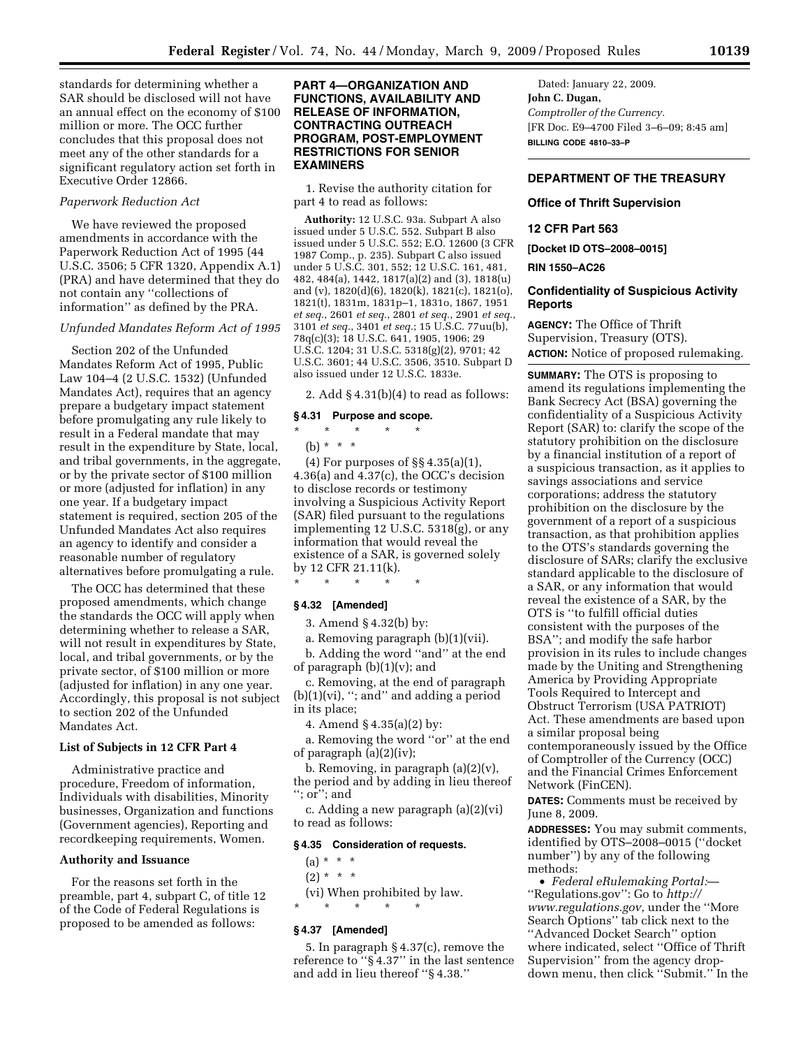standards for determining whether a SAR should be disclosed will not have an annual effect on the economy of $100 million or more. The OCC further concludes that this proposal does not meet any of the other standards for a significant regulatory action set forth in Executive Order 12866.

*Paperwork Reduction Act*

We have reviewed the proposed amendments in accordance with the Paperwork Reduction Act of 1995 (44 U.S.C. 3506; 5 CFR 1320, Appendix A.1) (PRA) and have determined that they do not contain any ''collections of information'' as defined by the PRA.

*Unfunded Mandates Reform Act of 1995*

Section 202 of the Unfunded Mandates Reform Act of 1995, Public Law 104–4 (2 U.S.C. 1532) (Unfunded Mandates Act), requires that an agency prepare a budgetary impact statement before promulgating any rule likely to result in a Federal mandate that may result in the expenditure by State, local, and tribal governments, in the aggregate, or by the private sector of $100 million or more (adjusted for inflation) in any one year. If a budgetary impact statement is required, section 205 of the Unfunded Mandates Act also requires an agency to identify and consider a reasonable number of regulatory alternatives before promulgating a rule.

The OCC has determined that these proposed amendments, which change the standards the OCC will apply when determining whether to release a SAR, will not result in expenditures by State, local, and tribal governments, or by the private sector, of $100 million or more (adjusted for inflation) in any one year. Accordingly, this proposal is not subject to section 202 of the Unfunded Mandates Act.

**List of Subjects in 12 CFR Part 4**

Administrative practice and procedure, Freedom of information, Individuals with disabilities, Minority businesses, Organization and functions (Government agencies), Reporting and recordkeeping requirements, Women.

**Authority and Issuance**

For the reasons set forth in the preamble, part 4, subpart C, of title 12 of the Code of Federal Regulations is proposed to be amended as follows:

**PART 4—ORGANIZATION AND FUNCTIONS, AVAILABILITY AND RELEASE OF INFORMATION, CONTRACTING OUTREACH PROGRAM, POST-EMPLOYMENT RESTRICTIONS FOR SENIOR EXAMINERS**

1. Revise the authority citation for part 4 to read as follows:

**Authority:** 12 U.S.C. 93a. Subpart A also issued under 5 U.S.C. 552. Subpart B also issued under 5 U.S.C. 552; E.O. 12600 (3 CFR 1987 Comp., p. 235). Subpart C also issued under 5 U.S.C. 301, 552; 12 U.S.C. 161, 481, 482, 484(a), 1442, 1817(a)(2) and (3), 1818(u) and (v), 1820(d)(6), 1820(k), 1821(c), 1821(o), 1821(t), 1831m, 1831p–1, 1831o, 1867, 1951 *et seq.*, 2601 *et seq.*, 2801 *et seq.*, 2901 *et seq.*, 3101 *et seq.*, 3401 *et seq.*; 15 U.S.C. 77uu(b), 78q(c)(3); 18 U.S.C. 641, 1905, 1906; 29 U.S.C. 1204; 31 U.S.C. 5318(g)(2), 9701; 42 U.S.C. 3601; 44 U.S.C. 3506, 3510. Subpart D also issued under 12 U.S.C. 1833e.

2. Add § 4.31(b)(4) to read as follows:

**§ 4.31 Purpose and scope.**

\* \* \* \* \*

(b) \* \* \*

(4) For purposes of §§ 4.35(a)(1), 4.36(a) and 4.37(c), the OCC's decision to disclose records or testimony involving a Suspicious Activity Report (SAR) filed pursuant to the regulations implementing 12 U.S.C. 5318(g), or any information that would reveal the existence of a SAR, is governed solely by 12 CFR 21.11(k).

\* \* \* \* \*

**§ 4.32 [Amended]**

3. Amend § 4.32(b) by:

a. Removing paragraph (b)(1)(vii).

b. Adding the word ''and'' at the end of paragraph (b)(1)(v); and

c. Removing, at the end of paragraph (b)(1)(vi), ''; and'' and adding a period in its place;

4. Amend § 4.35(a)(2) by:

a. Removing the word ''or'' at the end of paragraph (a)(2)(iv);

b. Removing, in paragraph (a)(2)(v), the period and by adding in lieu thereof ''; or''; and

c. Adding a new paragraph (a)(2)(vi) to read as follows:

**§ 4.35 Consideration of requests.**

(a) \* \* \*

(2) \* \* \*

(vi) When prohibited by law.

\* \* \* \* \*

**§ 4.37 [Amended]**

5. In paragraph § 4.37(c), remove the reference to ''§ 4.37'' in the last sentence and add in lieu thereof ''§ 4.38.''

Dated: January 22, 2009.

**John C. Dugan,**

*Comptroller of the Currency.*

[FR Doc. E9–4700 Filed 3–6–09; 8:45 am]

**BILLING CODE 4810–33–P**

**DEPARTMENT OF THE TREASURY**

**Office of Thrift Supervision**

**12 CFR Part 563**

**[Docket ID OTS–2008–0015]**

**RIN 1550–AC26**

**Confidentiality of Suspicious Activity Reports**

**AGENCY:** The Office of Thrift Supervision, Treasury (OTS).

**ACTION:** Notice of proposed rulemaking.

**SUMMARY:** The OTS is proposing to amend its regulations implementing the Bank Secrecy Act (BSA) governing the confidentiality of a Suspicious Activity Report (SAR) to: clarify the scope of the statutory prohibition on the disclosure by a financial institution of a report of a suspicious transaction, as it applies to savings associations and service corporations; address the statutory prohibition on the disclosure by the government of a report of a suspicious transaction, as that prohibition applies to the OTS's standards governing the disclosure of SARs; clarify the exclusive standard applicable to the disclosure of a SAR, or any information that would reveal the existence of a SAR, by the OTS is ''to fulfill official duties consistent with the purposes of the BSA''; and modify the safe harbor provision in its rules to include changes made by the Uniting and Strengthening America by Providing Appropriate Tools Required to Intercept and Obstruct Terrorism (USA PATRIOT) Act. These amendments are based upon a similar proposal being contemporaneously issued by the Office of Comptroller of the Currency (OCC) and the Financial Crimes Enforcement Network (FinCEN).

**DATES:** Comments must be received by June 8, 2009.

**ADDRESSES:** You may submit comments, identified by OTS–2008–0015 (''docket number'') by any of the following methods:

• *Federal eRulemaking Portal:*—''Regulations.gov'': Go to *http://www.regulations.gov,* under the ''More Search Options'' tab click next to the ''Advanced Docket Search'' option where indicated, select ''Office of Thrift Supervision'' from the agency drop-down menu, then click ''Submit.'' In the